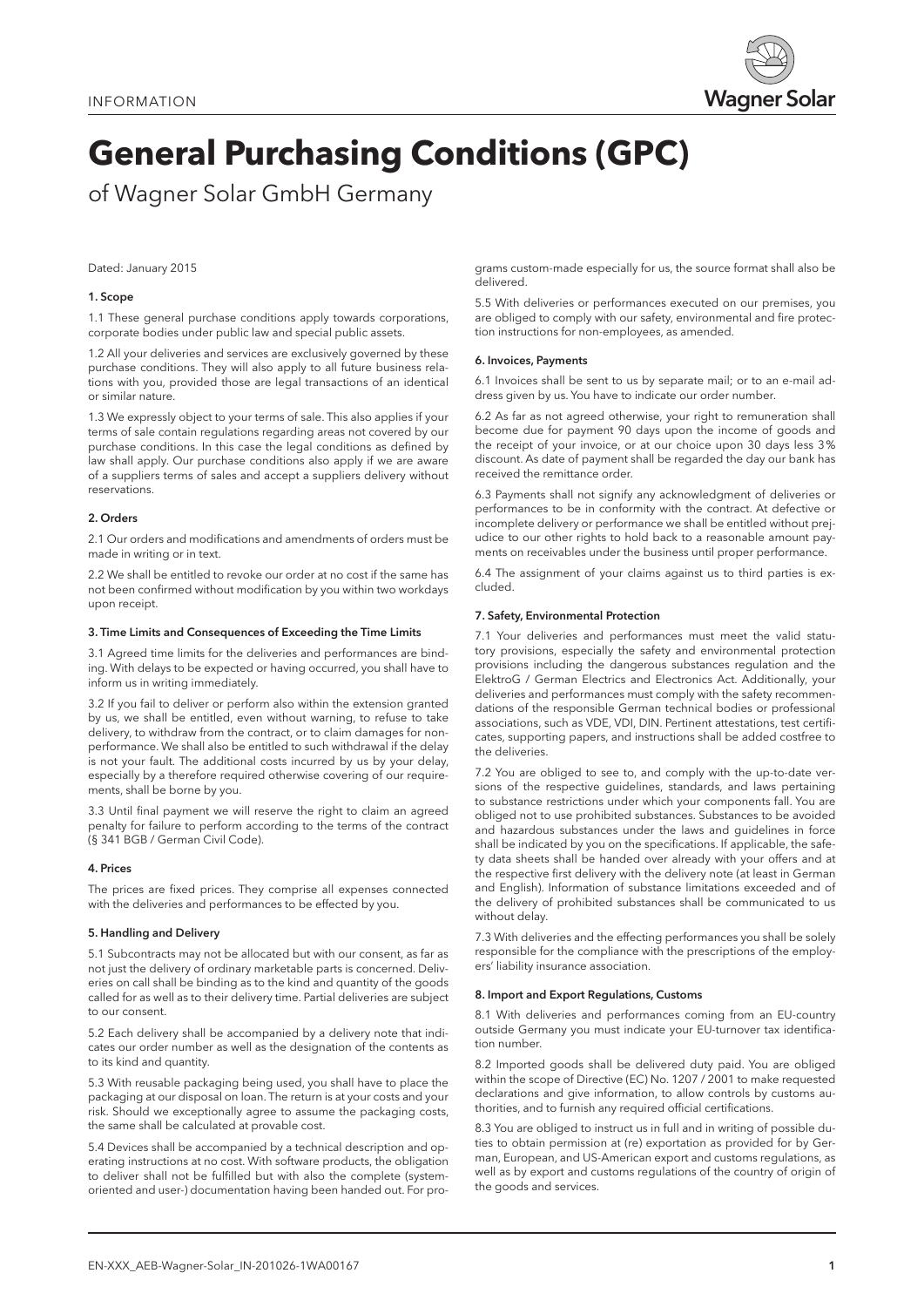INFORMATION

# General Purchasing Conditions (GPC)

of Wagner Solar GmbH Germany

Dated: January 2015

### 1. Scope

1.1 These general purchase conditions apply towards corporations, corporate bodies under public law and special public assets.

1.2 All your deliveries and services are exclusively governed by these purchase conditions. They will also apply to all future business relations with you, provided those are legal transactions of an identical or similar nature.

1.3 We expressly object to your terms of sale. This also applies if your terms of sale contain regulations regarding areas not covered by our purchase conditions. In this case the legal conditions as defined by law shall apply. Our purchase conditions also apply if we are aware of a suppliers terms of sales and accept a suppliers delivery without reservations.

### 2. Orders

2.1 Our orders and modifications and amendments of orders must be made in writing or in text.

2.2 We shall be entitled to revoke our order at no cost if the same has not been confirmed without modification by you within two workdays upon receipt.

### 3. Time Limits and Consequences of Exceeding the Time Limits

3.1 Agreed time limits for the deliveries and performances are binding. With delays to be expected or having occurred, you shall have to inform us in writing immediately.

3.2 If you fail to deliver or perform also within the extension granted by us, we shall be entitled, even without warning, to refuse to take delivery, to withdraw from the contract, or to claim damages for non-performance. We shall also be entitled to such withdrawal if the delay is not your fault. The additional costs incurred by us by your delay, especially by a therefore required otherwise covering of our requirements, shall be borne by you.

3.3 Until final payment we will reserve the right to claim an agreed penalty for failure to perform according to the terms of the contract (§ 341 BGB / German Civil Code).

### 4. Prices

The prices are fixed prices. They comprise all expenses connected with the deliveries and performances to be effected by you.

### 5. Handling and Delivery

5.1 Subcontracts may not be allocated but with our consent, as far as not just the delivery of ordinary marketable parts is concerned. Deliveries on call shall be binding as to the kind and quantity of the goods called for as well as to their delivery time. Partial deliveries are subject to our consent.

5.2 Each delivery shall be accompanied by a delivery note that indicates our order number as well as the designation of the contents as to its kind and quantity.

5.3 With reusable packaging being used, you shall have to place the packaging at our disposal on loan. The return is at your costs and your risk. Should we exceptionally agree to assume the packaging costs, the same shall be calculated at provable cost.

5.4 Devices shall be accompanied by a technical description and operating instructions at no cost. With software products, the obligation to deliver shall not be fulfilled but with also the complete (system-oriented and user-) documentation having been handed out. For programs custom-made especially for us, the source format shall also be delivered.

5.5 With deliveries or performances executed on our premises, you are obliged to comply with our safety, environmental and fire protection instructions for non-employees, as amended.

### 6. Invoices, Payments

6.1 Invoices shall be sent to us by separate mail; or to an e-mail address given by us. You have to indicate our order number.

6.2 As far as not agreed otherwise, your right to remuneration shall become due for payment 90 days upon the income of goods and the receipt of your invoice, or at our choice upon 30 days less 3% discount. As date of payment shall be regarded the day our bank has received the remittance order.

6.3 Payments shall not signify any acknowledgment of deliveries or performances to be in conformity with the contract. At defective or incomplete delivery or performance we shall be entitled without prejudice to our other rights to hold back to a reasonable amount payments on receivables under the business until proper performance.

6.4 The assignment of your claims against us to third parties is excluded.

### 7. Safety, Environmental Protection

7.1 Your deliveries and performances must meet the valid statutory provisions, especially the safety and environmental protection provisions including the dangerous substances regulation and the ElektroG / German Electrics and Electronics Act. Additionally, your deliveries and performances must comply with the safety recommendations of the responsible German technical bodies or professional associations, such as VDE, VDI, DIN. Pertinent attestations, test certificates, supporting papers, and instructions shall be added costfree to the deliveries.

7.2 You are obliged to see to, and comply with the up-to-date versions of the respective guidelines, standards, and laws pertaining to substance restrictions under which your components fall. You are obliged not to use prohibited substances. Substances to be avoided and hazardous substances under the laws and guidelines in force shall be indicated by you on the specifications. If applicable, the safety data sheets shall be handed over already with your offers and at the respective first delivery with the delivery note (at least in German and English). Information of substance limitations exceeded and of the delivery of prohibited substances shall be communicated to us without delay.

7.3 With deliveries and the effecting performances you shall be solely responsible for the compliance with the prescriptions of the employers' liability insurance association.

### 8. Import and Export Regulations, Customs

8.1 With deliveries and performances coming from an EU-country outside Germany you must indicate your EU-turnover tax identification number.

8.2 Imported goods shall be delivered duty paid. You are obliged within the scope of Directive (EC) No. 1207 / 2001 to make requested declarations and give information, to allow controls by customs authorities, and to furnish any required official certifications.

8.3 You are obliged to instruct us in full and in writing of possible duties to obtain permission at (re) exportation as provided for by German, European, and US-American export and customs regulations, as well as by export and customs regulations of the country of origin of the goods and services.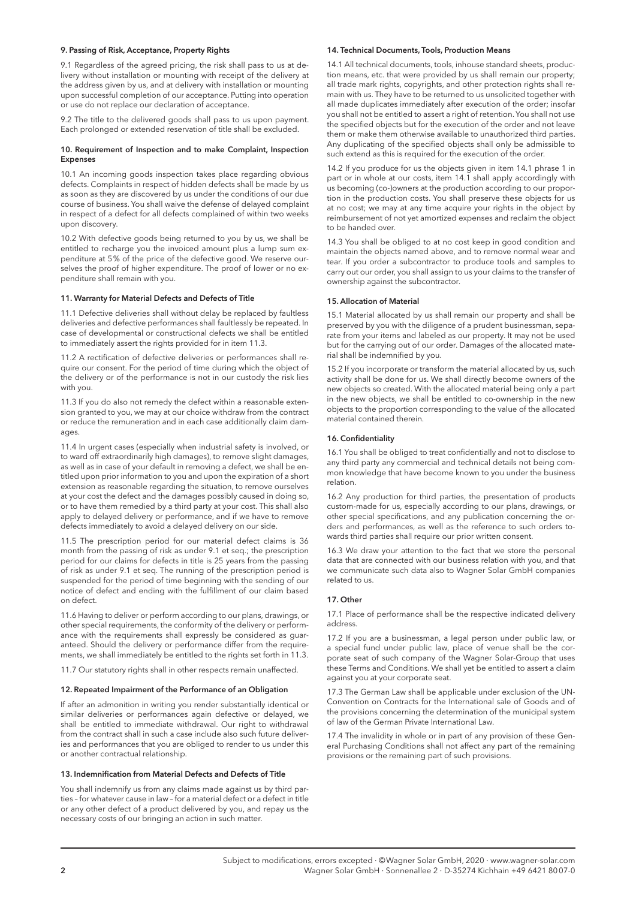### 9. Passing of Risk, Acceptance, Property Rights

9.1 Regardless of the agreed pricing, the risk shall pass to us at delivery without installation or mounting with receipt of the delivery at the address given by us, and at delivery with installation or mounting upon successful completion of our acceptance. Putting into operation or use do not replace our declaration of acceptance.

9.2 The title to the delivered goods shall pass to us upon payment. Each prolonged or extended reservation of title shall be excluded.

### 10. Requirement of Inspection and to make Complaint, Inspection Expenses

10.1 An incoming goods inspection takes place regarding obvious defects. Complaints in respect of hidden defects shall be made by us as soon as they are discovered by us under the conditions of our due course of business. You shall waive the defense of delayed complaint in respect of a defect for all defects complained of within two weeks upon discovery.

10.2 With defective goods being returned to you by us, we shall be entitled to recharge you the invoiced amount plus a lump sum expenditure at 5% of the price of the defective good. We reserve ourselves the proof of higher expenditure. The proof of lower or no expenditure shall remain with you.

### 11. Warranty for Material Defects and Defects of Title

11.1 Defective deliveries shall without delay be replaced by faultless deliveries and defective performances shall faultlessly be repeated. In case of developmental or constructional defects we shall be entitled to immediately assert the rights provided for in item 11.3.

11.2 A rectification of defective deliveries or performances shall require our consent. For the period of time during which the object of the delivery or of the performance is not in our custody the risk lies with you.

11.3 If you do also not remedy the defect within a reasonable extension granted to you, we may at our choice withdraw from the contract or reduce the remuneration and in each case additionally claim damages.

11.4 In urgent cases (especially when industrial safety is involved, or to ward off extraordinarily high damages), to remove slight damages, as well as in case of your default in removing a defect, we shall be entitled upon prior information to you and upon the expiration of a short extension as reasonable regarding the situation, to remove ourselves at your cost the defect and the damages possibly caused in doing so, or to have them remedied by a third party at your cost. This shall also apply to delayed delivery or performance, and if we have to remove defects immediately to avoid a delayed delivery on our side.

11.5 The prescription period for our material defect claims is 36 month from the passing of risk as under 9.1 et seq.; the prescription period for our claims for defects in title is 25 years from the passing of risk as under 9.1 et seq. The running of the prescription period is suspended for the period of time beginning with the sending of our notice of defect and ending with the fulfillment of our claim based on defect.

11.6 Having to deliver or perform according to our plans, drawings, or other special requirements, the conformity of the delivery or performance with the requirements shall expressly be considered as guaranteed. Should the delivery or performance differ from the requirements, we shall immediately be entitled to the rights set forth in 11.3.

11.7 Our statutory rights shall in other respects remain unaffected.

### 12. Repeated Impairment of the Performance of an Obligation

If after an admonition in writing you render substantially identical or similar deliveries or performances again defective or delayed, we shall be entitled to immediate withdrawal. Our right to withdrawal from the contract shall in such a case include also such future deliveries and performances that you are obliged to render to us under this or another contractual relationship.

### 13. Indemnification from Material Defects and Defects of Title

You shall indemnify us from any claims made against us by third parties – for whatever cause in law – for a material defect or a defect in title or any other defect of a product delivered by you, and repay us the necessary costs of our bringing an action in such matter.

### 14. Technical Documents, Tools, Production Means

14.1 All technical documents, tools, inhouse standard sheets, production means, etc. that were provided by us shall remain our property; all trade mark rights, copyrights, and other protection rights shall remain with us. They have to be returned to us unsolicited together with all made duplicates immediately after execution of the order; insofar you shall not be entitled to assert a right of retention. You shall not use the specified objects but for the execution of the order and not leave them or make them otherwise available to unauthorized third parties. Any duplicating of the specified objects shall only be admissible to such extend as this is required for the execution of the order.

14.2 If you produce for us the objects given in item 14.1 phrase 1 in part or in whole at our costs, item 14.1 shall apply accordingly with us becoming (co-)owners at the production according to our proportion in the production costs. You shall preserve these objects for us at no cost; we may at any time acquire your rights in the object by reimbursement of not yet amortized expenses and reclaim the object to be handed over.

14.3 You shall be obliged to at no cost keep in good condition and maintain the objects named above, and to remove normal wear and tear. If you order a subcontractor to produce tools and samples to carry out our order, you shall assign to us your claims to the transfer of ownership against the subcontractor.

### 15. Allocation of Material

15.1 Material allocated by us shall remain our property and shall be preserved by you with the diligence of a prudent businessman, separate from your items and labeled as our property. It may not be used but for the carrying out of our order. Damages of the allocated material shall be indemnified by you.

15.2 If you incorporate or transform the material allocated by us, such activity shall be done for us. We shall directly become owners of the new objects so created. With the allocated material being only a part in the new objects, we shall be entitled to co-ownership in the new objects to the proportion corresponding to the value of the allocated material contained therein.

### 16. Confidentiality

16.1 You shall be obliged to treat confidentially and not to disclose to any third party any commercial and technical details not being common knowledge that have become known to you under the business relation.

16.2 Any production for third parties, the presentation of products custom-made for us, especially according to our plans, drawings, or other special specifications, and any publication concerning the orders and performances, as well as the reference to such orders towards third parties shall require our prior written consent.

16.3 We draw your attention to the fact that we store the personal data that are connected with our business relation with you, and that we communicate such data also to Wagner Solar GmbH companies related to us.

### 17. Other

17.1 Place of performance shall be the respective indicated delivery address.

17.2 If you are a businessman, a legal person under public law, or a special fund under public law, place of venue shall be the corporate seat of such company of the Wagner Solar-Group that uses these Terms and Conditions. We shall yet be entitled to assert a claim against you at your corporate seat.

17.3 The German Law shall be applicable under exclusion of the UN-Convention on Contracts for the International sale of Goods and of the provisions concerning the determination of the municipal system of law of the German Private International Law.

17.4 The invalidity in whole or in part of any provision of these General Purchasing Conditions shall not affect any part of the remaining provisions or the remaining part of such provisions.

Subject to modifications, errors excepted · ©Wagner Solar GmbH, 2020 · www.wagner-solar.com
Wagner Solar GmbH · Sonnenallee 2 · D-35274 Kichhain +49 6421 8007-0